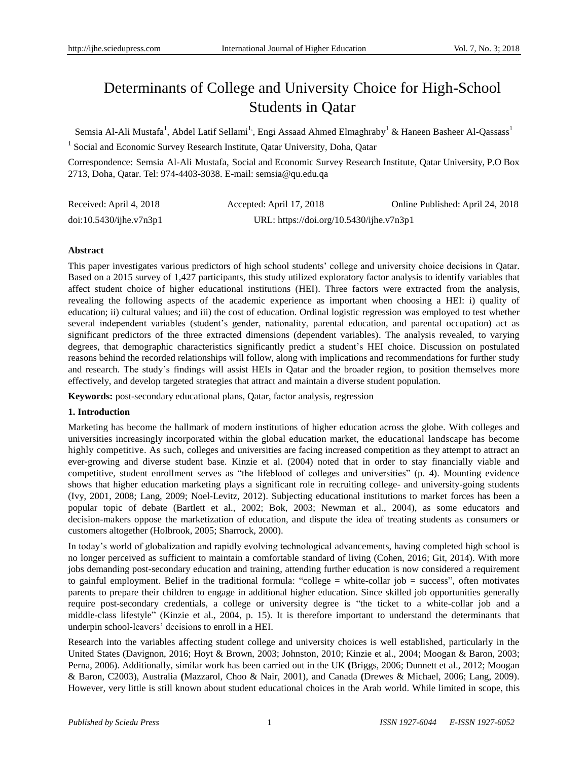# Determinants of College and University Choice for High-School Students in Qatar

Semsia Al-Ali Mustafa[1], Abdel Latif Sellami[1], Engi Assaad Ahmed Elmaghraby[1] & Haneen Basheer Al-Qassass[1]

[1] Social and Economic Survey Research Institute, Qatar University, Doha, Qatar

Correspondence: Semsia Al-Ali Mustafa, Social and Economic Survey Research Institute, Qatar University, P.O Box 2713, Doha, Qatar. Tel: 974-4403-3038. E-mail: semsia@qu.edu.qa

Received: April 4, 2018 Accepted: April 17, 2018 Online Published: April 24, 2018

doi:10.5430/ijhe.v7n3p1 URL: https://doi.org/10.5430/ijhe.v7n3p1

**Abstract**

This paper investigates various predictors of high school students' college and university choice decisions in Qatar. Based on a 2015 survey of 1,427 participants, this study utilized exploratory factor analysis to identify variables that affect student choice of higher educational institutions (HEI). Three factors were extracted from the analysis, revealing the following aspects of the academic experience as important when choosing a HEI: i) quality of education; ii) cultural values; and iii) the cost of education. Ordinal logistic regression was employed to test whether several independent variables (student's gender, nationality, parental education, and parental occupation) act as significant predictors of the three extracted dimensions (dependent variables). The analysis revealed, to varying degrees, that demographic characteristics significantly predict a student's HEI choice. Discussion on postulated reasons behind the recorded relationships will follow, along with implications and recommendations for further study and research. The study's findings will assist HEIs in Qatar and the broader region, to position themselves more effectively, and develop targeted strategies that attract and maintain a diverse student population.

**Keywords:** post-secondary educational plans, Qatar, factor analysis, regression

## 1. Introduction

Marketing has become the hallmark of modern institutions of higher education across the globe. With colleges and universities increasingly incorporated within the global education market, the educational landscape has become highly competitive. As such, colleges and universities are facing increased competition as they attempt to attract an ever-growing and diverse student base. Kinzie et al. (2004) noted that in order to stay financially viable and competitive, student–enrollment serves as "the lifeblood of colleges and universities" (p. 4). Mounting evidence shows that higher education marketing plays a significant role in recruiting college- and university-going students (Ivy, 2001, 2008; Lang, 2009; Noel-Levitz, 2012). Subjecting educational institutions to market forces has been a popular topic of debate (Bartlett et al., 2002; Bok, 2003; Newman et al., 2004), as some educators and decision-makers oppose the marketization of education, and dispute the idea of treating students as consumers or customers altogether (Holbrook, 2005; Sharrock, 2000).

In today's world of globalization and rapidly evolving technological advancements, having completed high school is no longer perceived as sufficient to maintain a comfortable standard of living (Cohen, 2016; Git, 2014). With more jobs demanding post-secondary education and training, attending further education is now considered a requirement to gainful employment. Belief in the traditional formula: "college = white-collar job = success", often motivates parents to prepare their children to engage in additional higher education. Since skilled job opportunities generally require post-secondary credentials, a college or university degree is "the ticket to a white-collar job and a middle-class lifestyle" (Kinzie et al., 2004, p. 15). It is therefore important to understand the determinants that underpin school-leavers' decisions to enroll in a HEI.

Research into the variables affecting student college and university choices is well established, particularly in the United States (Davignon, 2016; Hoyt & Brown, 2003; Johnston, 2010; Kinzie et al., 2004; Moogan & Baron, 2003; Perna, 2006). Additionally, similar work has been carried out in the UK **(**Briggs, 2006; Dunnett et al., 2012; Moogan & Baron, C2003), Australia **(**Mazzarol, Choo & Nair, 2001), and Canada **(**Drewes & Michael, 2006; Lang, 2009). However, very little is still known about student educational choices in the Arab world. While limited in scope, this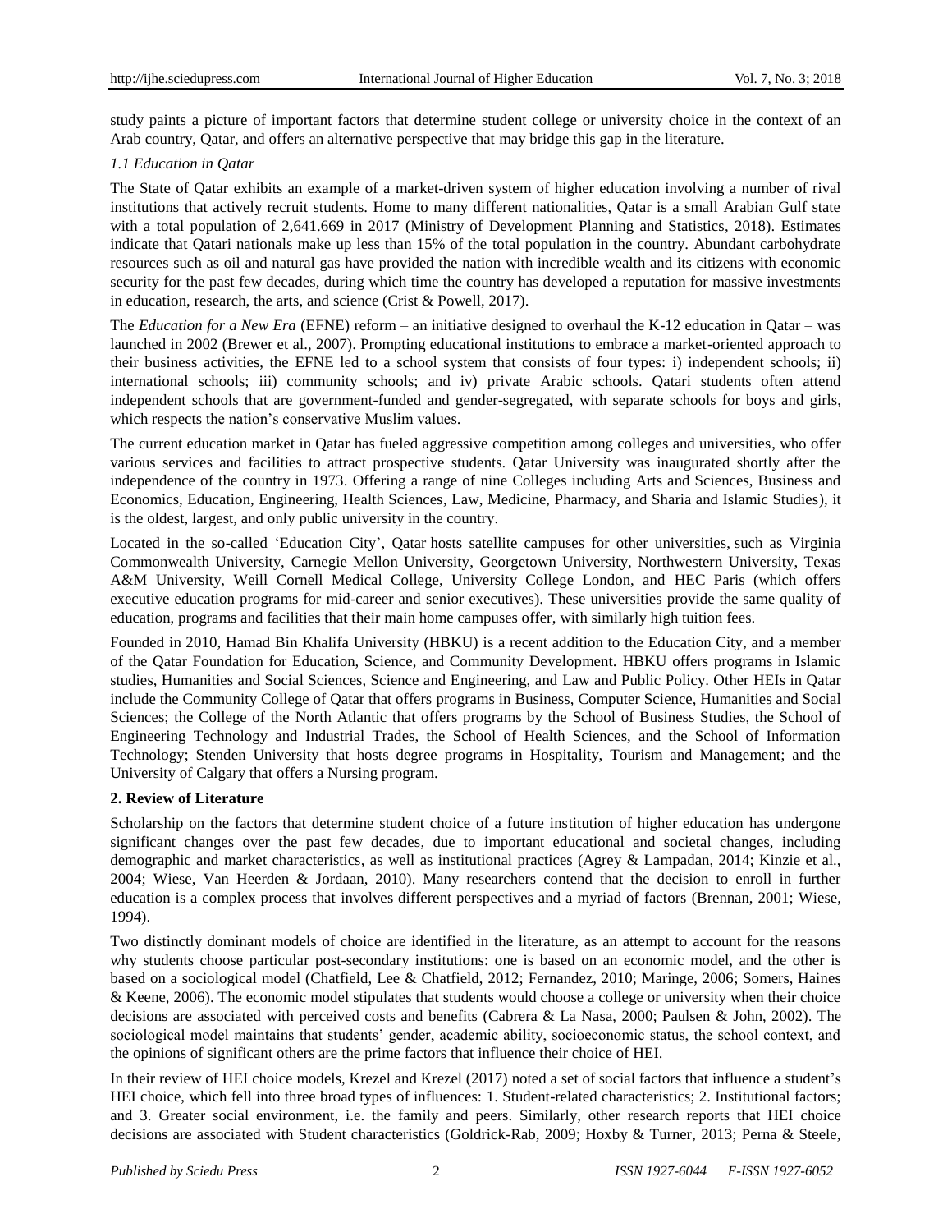study paints a picture of important factors that determine student college or university choice in the context of an Arab country, Qatar, and offers an alternative perspective that may bridge this gap in the literature.

### *1.1 Education in Qatar*

The State of Qatar exhibits an example of a market-driven system of higher education involving a number of rival institutions that actively recruit students. Home to many different nationalities, Qatar is a small Arabian Gulf state with a total population of 2,641.669 in 2017 (Ministry of Development Planning and Statistics, 2018). Estimates indicate that Qatari nationals make up less than 15% of the total population in the country. Abundant carbohydrate resources such as oil and natural gas have provided the nation with incredible wealth and its citizens with economic security for the past few decades, during which time the country has developed a reputation for massive investments in education, research, the arts, and science (Crist & Powell, 2017).

The *Education for a New Era* (EFNE) reform – an initiative designed to overhaul the K-12 education in Qatar – was launched in 2002 (Brewer et al., 2007). Prompting educational institutions to embrace a market-oriented approach to their business activities, the EFNE led to a school system that consists of four types: i) independent schools; ii) international schools; iii) community schools; and iv) private Arabic schools. Qatari students often attend independent schools that are government-funded and gender-segregated, with separate schools for boys and girls, which respects the nation's conservative Muslim values.

The current education market in Qatar has fueled aggressive competition among colleges and universities, who offer various services and facilities to attract prospective students. Qatar University was inaugurated shortly after the independence of the country in 1973. Offering a range of nine Colleges including Arts and Sciences, Business and Economics, Education, Engineering, Health Sciences, Law, Medicine, Pharmacy, and Sharia and Islamic Studies), it is the oldest, largest, and only public university in the country.

Located in the so-called 'Education City', Qatar hosts satellite campuses for other universities, such as Virginia Commonwealth University, Carnegie Mellon University, Georgetown University, Northwestern University, Texas A&M University, Weill Cornell Medical College, University College London, and HEC Paris (which offers executive education programs for mid-career and senior executives). These universities provide the same quality of education, programs and facilities that their main home campuses offer, with similarly high tuition fees.

Founded in 2010, Hamad Bin Khalifa University (HBKU) is a recent addition to the Education City, and a member of the Qatar Foundation for Education, Science, and Community Development. HBKU offers programs in Islamic studies, Humanities and Social Sciences, Science and Engineering, and Law and Public Policy. Other HEIs in Qatar include the Community College of Qatar that offers programs in Business, Computer Science, Humanities and Social Sciences; the College of the North Atlantic that offers programs by the School of Business Studies, the School of Engineering Technology and Industrial Trades, the School of Health Sciences, and the School of Information Technology; Stenden University that hosts–degree programs in Hospitality, Tourism and Management; and the University of Calgary that offers a Nursing program.

## 2. Review of Literature

Scholarship on the factors that determine student choice of a future institution of higher education has undergone significant changes over the past few decades, due to important educational and societal changes, including demographic and market characteristics, as well as institutional practices (Agrey & Lampadan, 2014; Kinzie et al., 2004; Wiese, Van Heerden & Jordaan, 2010). Many researchers contend that the decision to enroll in further education is a complex process that involves different perspectives and a myriad of factors (Brennan, 2001; Wiese, 1994).

Two distinctly dominant models of choice are identified in the literature, as an attempt to account for the reasons why students choose particular post-secondary institutions: one is based on an economic model, and the other is based on a sociological model (Chatfield, Lee & Chatfield, 2012; Fernandez, 2010; Maringe, 2006; Somers, Haines & Keene, 2006). The economic model stipulates that students would choose a college or university when their choice decisions are associated with perceived costs and benefits (Cabrera & La Nasa, 2000; Paulsen & John, 2002). The sociological model maintains that students' gender, academic ability, socioeconomic status, the school context, and the opinions of significant others are the prime factors that influence their choice of HEI.

In their review of HEI choice models, Krezel and Krezel (2017) noted a set of social factors that influence a student's HEI choice, which fell into three broad types of influences: 1. Student-related characteristics; 2. Institutional factors; and 3. Greater social environment, i.e. the family and peers. Similarly, other research reports that HEI choice decisions are associated with Student characteristics (Goldrick-Rab, 2009; Hoxby & Turner, 2013; Perna & Steele,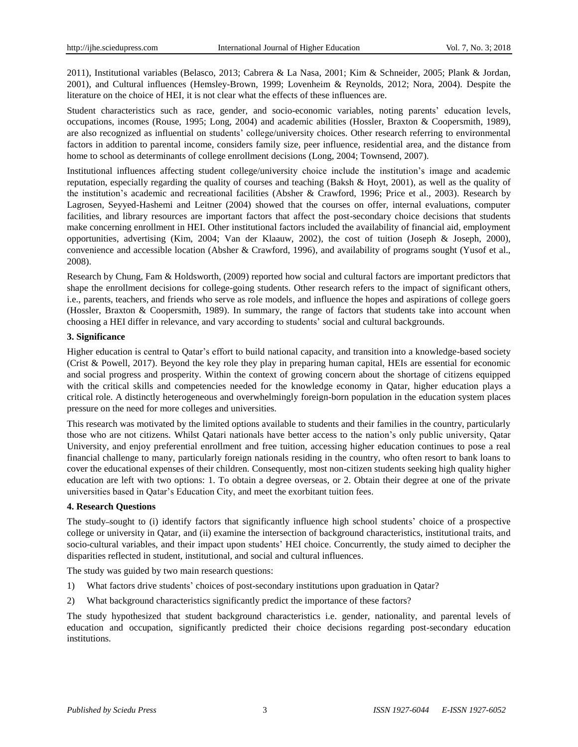2011), Institutional variables (Belasco, 2013; Cabrera & La Nasa, 2001; Kim & Schneider, 2005; Plank & Jordan, 2001), and Cultural influences (Hemsley-Brown, 1999; Lovenheim & Reynolds, 2012; Nora, 2004). Despite the literature on the choice of HEI, it is not clear what the effects of these influences are.

Student characteristics such as race, gender, and socio-economic variables, noting parents' education levels, occupations, incomes (Rouse, 1995; Long, 2004) and academic abilities (Hossler, Braxton & Coopersmith, 1989), are also recognized as influential on students' college/university choices. Other research referring to environmental factors in addition to parental income, considers family size, peer influence, residential area, and the distance from home to school as determinants of college enrollment decisions (Long, 2004; Townsend, 2007).

Institutional influences affecting student college/university choice include the institution's image and academic reputation, especially regarding the quality of courses and teaching (Baksh & Hoyt, 2001), as well as the quality of the institution's academic and recreational facilities (Absher & Crawford, 1996; Price et al., 2003). Research by Lagrosen, Seyyed-Hashemi and Leitner (2004) showed that the courses on offer, internal evaluations, computer facilities, and library resources are important factors that affect the post-secondary choice decisions that students make concerning enrollment in HEI. Other institutional factors included the availability of financial aid, employment opportunities, advertising (Kim, 2004; Van der Klaauw, 2002), the cost of tuition (Joseph & Joseph, 2000), convenience and accessible location (Absher & Crawford, 1996), and availability of programs sought (Yusof et al., 2008).

Research by Chung, Fam & Holdsworth, (2009) reported how social and cultural factors are important predictors that shape the enrollment decisions for college-going students. Other research refers to the impact of significant others, i.e., parents, teachers, and friends who serve as role models, and influence the hopes and aspirations of college goers (Hossler, Braxton & Coopersmith, 1989). In summary, the range of factors that students take into account when choosing a HEI differ in relevance, and vary according to students' social and cultural backgrounds.

## 3. Significance

Higher education is central to Qatar's effort to build national capacity, and transition into a knowledge-based society (Crist & Powell, 2017). Beyond the key role they play in preparing human capital, HEIs are essential for economic and social progress and prosperity. Within the context of growing concern about the shortage of citizens equipped with the critical skills and competencies needed for the knowledge economy in Qatar, higher education plays a critical role. A distinctly heterogeneous and overwhelmingly foreign-born population in the education system places pressure on the need for more colleges and universities.

This research was motivated by the limited options available to students and their families in the country, particularly those who are not citizens. Whilst Qatari nationals have better access to the nation's only public university, Qatar University, and enjoy preferential enrollment and free tuition, accessing higher education continues to pose a real financial challenge to many, particularly foreign nationals residing in the country, who often resort to bank loans to cover the educational expenses of their children. Consequently, most non-citizen students seeking high quality higher education are left with two options: 1. To obtain a degree overseas, or 2. Obtain their degree at one of the private universities based in Qatar's Education City, and meet the exorbitant tuition fees.

## 4. Research Questions

The study sought to (i) identify factors that significantly influence high school students' choice of a prospective college or university in Qatar, and (ii) examine the intersection of background characteristics, institutional traits, and socio-cultural variables, and their impact upon students' HEI choice. Concurrently, the study aimed to decipher the disparities reflected in student, institutional, and social and cultural influences.

The study was guided by two main research questions:

1) What factors drive students' choices of post-secondary institutions upon graduation in Qatar?
2) What background characteristics significantly predict the importance of these factors?

The study hypothesized that student background characteristics i.e. gender, nationality, and parental levels of education and occupation, significantly predicted their choice decisions regarding post-secondary education institutions.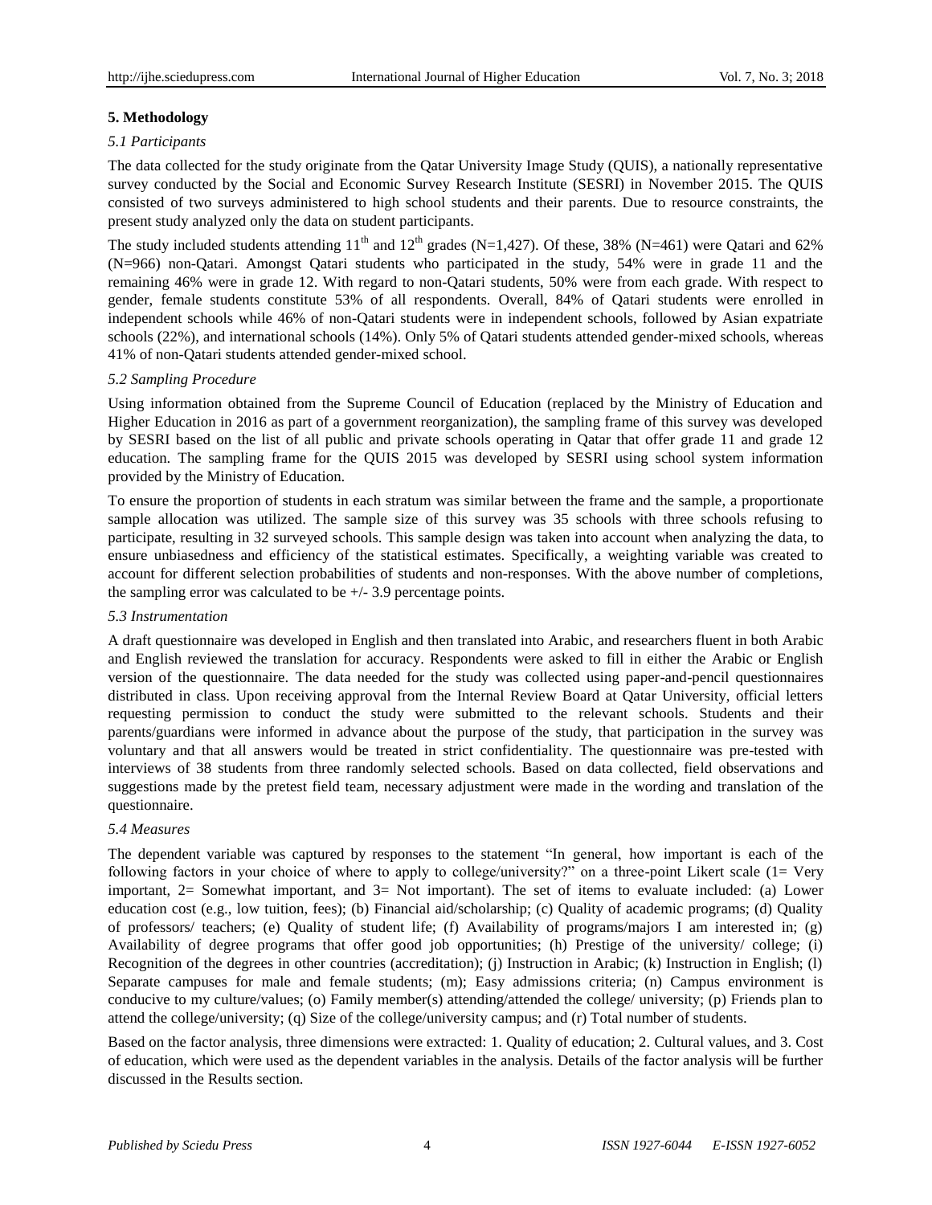## 5. Methodology

### *5.1 Participants*

The data collected for the study originate from the Qatar University Image Study (QUIS), a nationally representative survey conducted by the Social and Economic Survey Research Institute (SESRI) in November 2015. The QUIS consisted of two surveys administered to high school students and their parents. Due to resource constraints, the present study analyzed only the data on student participants.

The study included students attending $11^{th}$ and $12^{th}$ grades (N=1,427). Of these, 38% (N=461) were Qatari and 62% (N=966) non-Qatari. Amongst Qatari students who participated in the study, 54% were in grade 11 and the remaining 46% were in grade 12. With regard to non-Qatari students, 50% were from each grade. With respect to gender, female students constitute 53% of all respondents. Overall, 84% of Qatari students were enrolled in independent schools while 46% of non-Qatari students were in independent schools, followed by Asian expatriate schools (22%), and international schools (14%). Only 5% of Qatari students attended gender-mixed schools, whereas 41% of non-Qatari students attended gender-mixed school.

### *5.2 Sampling Procedure*

Using information obtained from the Supreme Council of Education (replaced by the Ministry of Education and Higher Education in 2016 as part of a government reorganization), the sampling frame of this survey was developed by SESRI based on the list of all public and private schools operating in Qatar that offer grade 11 and grade 12 education. The sampling frame for the QUIS 2015 was developed by SESRI using school system information provided by the Ministry of Education.

To ensure the proportion of students in each stratum was similar between the frame and the sample, a proportionate sample allocation was utilized. The sample size of this survey was 35 schools with three schools refusing to participate, resulting in 32 surveyed schools. This sample design was taken into account when analyzing the data, to ensure unbiasedness and efficiency of the statistical estimates. Specifically, a weighting variable was created to account for different selection probabilities of students and non-responses. With the above number of completions, the sampling error was calculated to be +/- 3.9 percentage points.

### *5.3 Instrumentation*

A draft questionnaire was developed in English and then translated into Arabic, and researchers fluent in both Arabic and English reviewed the translation for accuracy. Respondents were asked to fill in either the Arabic or English version of the questionnaire. The data needed for the study was collected using paper-and-pencil questionnaires distributed in class. Upon receiving approval from the Internal Review Board at Qatar University, official letters requesting permission to conduct the study were submitted to the relevant schools. Students and their parents/guardians were informed in advance about the purpose of the study, that participation in the survey was voluntary and that all answers would be treated in strict confidentiality. The questionnaire was pre-tested with interviews of 38 students from three randomly selected schools. Based on data collected, field observations and suggestions made by the pretest field team, necessary adjustment were made in the wording and translation of the questionnaire.

### *5.4 Measures*

The dependent variable was captured by responses to the statement "In general, how important is each of the following factors in your choice of where to apply to college/university?" on a three-point Likert scale (1= Very important, 2= Somewhat important, and 3= Not important). The set of items to evaluate included: (a) Lower education cost (e.g., low tuition, fees); (b) Financial aid/scholarship; (c) Quality of academic programs; (d) Quality of professors/ teachers; (e) Quality of student life; (f) Availability of programs/majors I am interested in; (g) Availability of degree programs that offer good job opportunities; (h) Prestige of the university/ college; (i) Recognition of the degrees in other countries (accreditation); (j) Instruction in Arabic; (k) Instruction in English; (l) Separate campuses for male and female students; (m); Easy admissions criteria; (n) Campus environment is conducive to my culture/values; (o) Family member(s) attending/attended the college/ university; (p) Friends plan to attend the college/university; (q) Size of the college/university campus; and (r) Total number of students.

Based on the factor analysis, three dimensions were extracted: 1. Quality of education; 2. Cultural values, and 3. Cost of education, which were used as the dependent variables in the analysis. Details of the factor analysis will be further discussed in the Results section.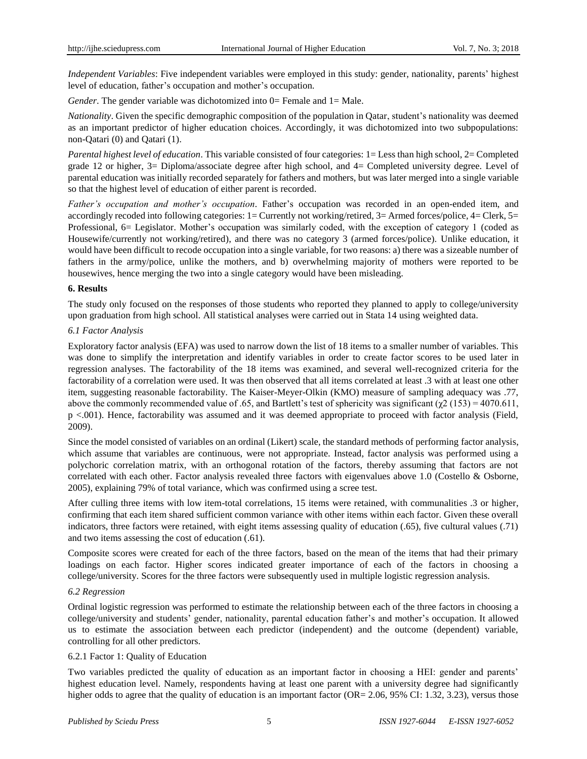*Independent Variables*: Five independent variables were employed in this study: gender, nationality, parents' highest level of education, father's occupation and mother's occupation.

*Gender*. The gender variable was dichotomized into 0= Female and 1= Male.

*Nationality*. Given the specific demographic composition of the population in Qatar, student's nationality was deemed as an important predictor of higher education choices. Accordingly, it was dichotomized into two subpopulations: non-Qatari (0) and Qatari (1).

*Parental highest level of education*. This variable consisted of four categories: 1= Less than high school, 2= Completed grade 12 or higher, 3= Diploma/associate degree after high school, and 4= Completed university degree. Level of parental education was initially recorded separately for fathers and mothers, but was later merged into a single variable so that the highest level of education of either parent is recorded.

*Father's occupation and mother's occupation*. Father's occupation was recorded in an open-ended item, and accordingly recoded into following categories: 1= Currently not working/retired, 3= Armed forces/police, 4= Clerk, 5= Professional, 6= Legislator. Mother's occupation was similarly coded, with the exception of category 1 (coded as Housewife/currently not working/retired), and there was no category 3 (armed forces/police). Unlike education, it would have been difficult to recode occupation into a single variable, for two reasons: a) there was a sizeable number of fathers in the army/police, unlike the mothers, and b) overwhelming majority of mothers were reported to be housewives, hence merging the two into a single category would have been misleading.

## 6. Results

The study only focused on the responses of those students who reported they planned to apply to college/university upon graduation from high school. All statistical analyses were carried out in Stata 14 using weighted data.

### *6.1 Factor Analysis*

Exploratory factor analysis (EFA) was used to narrow down the list of 18 items to a smaller number of variables. This was done to simplify the interpretation and identify variables in order to create factor scores to be used later in regression analyses. The factorability of the 18 items was examined, and several well-recognized criteria for the factorability of a correlation were used. It was then observed that all items correlated at least .3 with at least one other item, suggesting reasonable factorability. The Kaiser-Meyer-Olkin (KMO) measure of sampling adequacy was .77, above the commonly recommended value of .65, and Bartlett's test of sphericity was significant ($\chi^2$ (153) = 4070.611, $p < .001$). Hence, factorability was assumed and it was deemed appropriate to proceed with factor analysis (Field, 2009).

Since the model consisted of variables on an ordinal (Likert) scale, the standard methods of performing factor analysis, which assume that variables are continuous, were not appropriate. Instead, factor analysis was performed using a polychoric correlation matrix, with an orthogonal rotation of the factors, thereby assuming that factors are not correlated with each other. Factor analysis revealed three factors with eigenvalues above 1.0 (Costello & Osborne, 2005), explaining 79% of total variance, which was confirmed using a scree test.

After culling three items with low item-total correlations, 15 items were retained, with communalities .3 or higher, confirming that each item shared sufficient common variance with other items within each factor. Given these overall indicators, three factors were retained, with eight items assessing quality of education (.65), five cultural values (.71) and two items assessing the cost of education (.61).

Composite scores were created for each of the three factors, based on the mean of the items that had their primary loadings on each factor. Higher scores indicated greater importance of each of the factors in choosing a college/university. Scores for the three factors were subsequently used in multiple logistic regression analysis.

### *6.2 Regression*

Ordinal logistic regression was performed to estimate the relationship between each of the three factors in choosing a college/university and students' gender, nationality, parental education father's and mother's occupation. It allowed us to estimate the association between each predictor (independent) and the outcome (dependent) variable, controlling for all other predictors.

#### 6.2.1 Factor 1: Quality of Education

Two variables predicted the quality of education as an important factor in choosing a HEI: gender and parents' highest education level. Namely, respondents having at least one parent with a university degree had significantly higher odds to agree that the quality of education is an important factor (OR= 2.06, 95% CI: 1.32, 3.23), versus those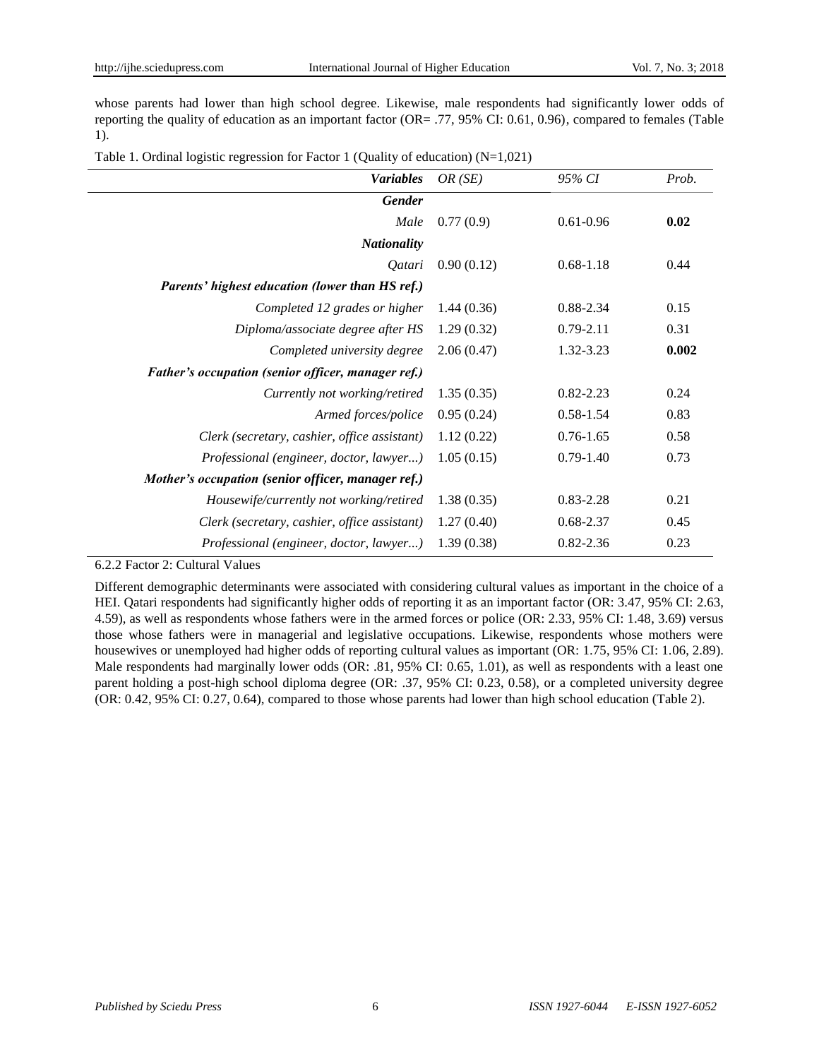whose parents had lower than high school degree. Likewise, male respondents had significantly lower odds of reporting the quality of education as an important factor (OR= .77, 95% CI: 0.61, 0.96), compared to females (Table 1).

Table 1. Ordinal logistic regression for Factor 1 (Quality of education) (N=1,021)

| *Variables* | *OR (SE)* | *95% CI* | *Prob.* |
|---|---|---|---|
| ***Gender*** | | | |
| *Male* | 0.77 (0.9) | 0.61-0.96 | **0.02** |
| ***Nationality*** | | | |
| *Qatari* | 0.90 (0.12) | 0.68-1.18 | 0.44 |
| ***Parents' highest education (lower than HS ref.)*** | | | |
| *Completed 12 grades or higher* | 1.44 (0.36) | 0.88-2.34 | 0.15 |
| *Diploma/associate degree after HS* | 1.29 (0.32) | 0.79-2.11 | 0.31 |
| *Completed university degree* | 2.06 (0.47) | 1.32-3.23 | **0.002** |
| ***Father's occupation (senior officer, manager ref.)*** | | | |
| *Currently not working/retired* | 1.35 (0.35) | 0.82-2.23 | 0.24 |
| *Armed forces/police* | 0.95 (0.24) | 0.58-1.54 | 0.83 |
| *Clerk (secretary, cashier, office assistant)* | 1.12 (0.22) | 0.76-1.65 | 0.58 |
| *Professional (engineer, doctor, lawyer...)* | 1.05 (0.15) | 0.79-1.40 | 0.73 |
| ***Mother's occupation (senior officer, manager ref.)*** | | | |
| *Housewife/currently not working/retired* | 1.38 (0.35) | 0.83-2.28 | 0.21 |
| *Clerk (secretary, cashier, office assistant)* | 1.27 (0.40) | 0.68-2.37 | 0.45 |
| *Professional (engineer, doctor, lawyer...)* | 1.39 (0.38) | 0.82-2.36 | 0.23 |

#### 6.2.2 Factor 2: Cultural Values

Different demographic determinants were associated with considering cultural values as important in the choice of a HEI. Qatari respondents had significantly higher odds of reporting it as an important factor (OR: 3.47, 95% CI: 2.63, 4.59), as well as respondents whose fathers were in the armed forces or police (OR: 2.33, 95% CI: 1.48, 3.69) versus those whose fathers were in managerial and legislative occupations. Likewise, respondents whose mothers were housewives or unemployed had higher odds of reporting cultural values as important (OR: 1.75, 95% CI: 1.06, 2.89). Male respondents had marginally lower odds (OR: .81, 95% CI: 0.65, 1.01), as well as respondents with a least one parent holding a post-high school diploma degree (OR: .37, 95% CI: 0.23, 0.58), or a completed university degree (OR: 0.42, 95% CI: 0.27, 0.64), compared to those whose parents had lower than high school education (Table 2).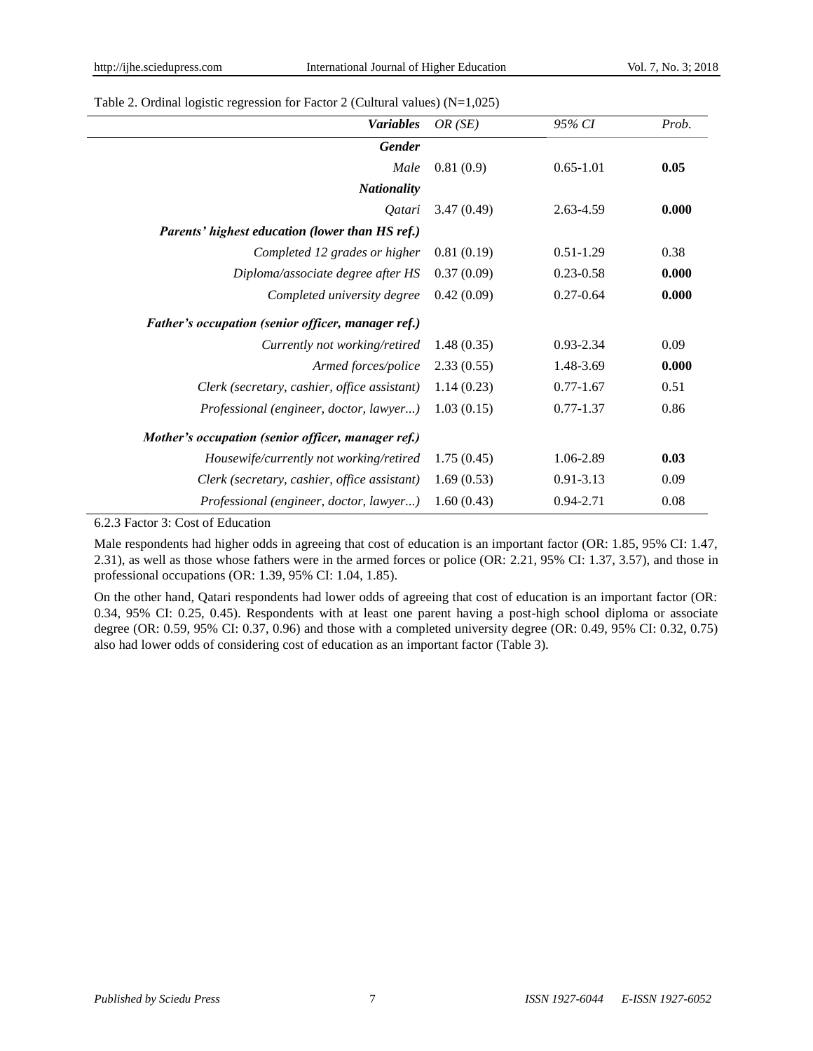Table 2. Ordinal logistic regression for Factor 2 (Cultural values) (N=1,025)

| ***Variables*** | *OR (SE)* | *95% CI* | *Prob.* |
|---|---|---|---|
| ***Gender*** | | | |
| *Male* | 0.81 (0.9) | 0.65-1.01 | **0.05** |
| ***Nationality*** | | | |
| *Qatari* | 3.47 (0.49) | 2.63-4.59 | **0.000** |
| ***Parents' highest education (lower than HS ref.)*** | | | |
| *Completed 12 grades or higher* | 0.81 (0.19) | 0.51-1.29 | 0.38 |
| *Diploma/associate degree after HS* | 0.37 (0.09) | 0.23-0.58 | **0.000** |
| *Completed university degree* | 0.42 (0.09) | 0.27-0.64 | **0.000** |
| ***Father's occupation (senior officer, manager ref.)*** | | | |
| *Currently not working/retired* | 1.48 (0.35) | 0.93-2.34 | 0.09 |
| *Armed forces/police* | 2.33 (0.55) | 1.48-3.69 | **0.000** |
| *Clerk (secretary, cashier, office assistant)* | 1.14 (0.23) | 0.77-1.67 | 0.51 |
| *Professional (engineer, doctor, lawyer...)* | 1.03 (0.15) | 0.77-1.37 | 0.86 |
| ***Mother's occupation (senior officer, manager ref.)*** | | | |
| *Housewife/currently not working/retired* | 1.75 (0.45) | 1.06-2.89 | **0.03** |
| *Clerk (secretary, cashier, office assistant)* | 1.69 (0.53) | 0.91-3.13 | 0.09 |
| *Professional (engineer, doctor, lawyer...)* | 1.60 (0.43) | 0.94-2.71 | 0.08 |

#### 6.2.3 Factor 3: Cost of Education

Male respondents had higher odds in agreeing that cost of education is an important factor (OR: 1.85, 95% CI: 1.47, 2.31), as well as those whose fathers were in the armed forces or police (OR: 2.21, 95% CI: 1.37, 3.57), and those in professional occupations (OR: 1.39, 95% CI: 1.04, 1.85).

On the other hand, Qatari respondents had lower odds of agreeing that cost of education is an important factor (OR: 0.34, 95% CI: 0.25, 0.45). Respondents with at least one parent having a post-high school diploma or associate degree (OR: 0.59, 95% CI: 0.37, 0.96) and those with a completed university degree (OR: 0.49, 95% CI: 0.32, 0.75) also had lower odds of considering cost of education as an important factor (Table 3).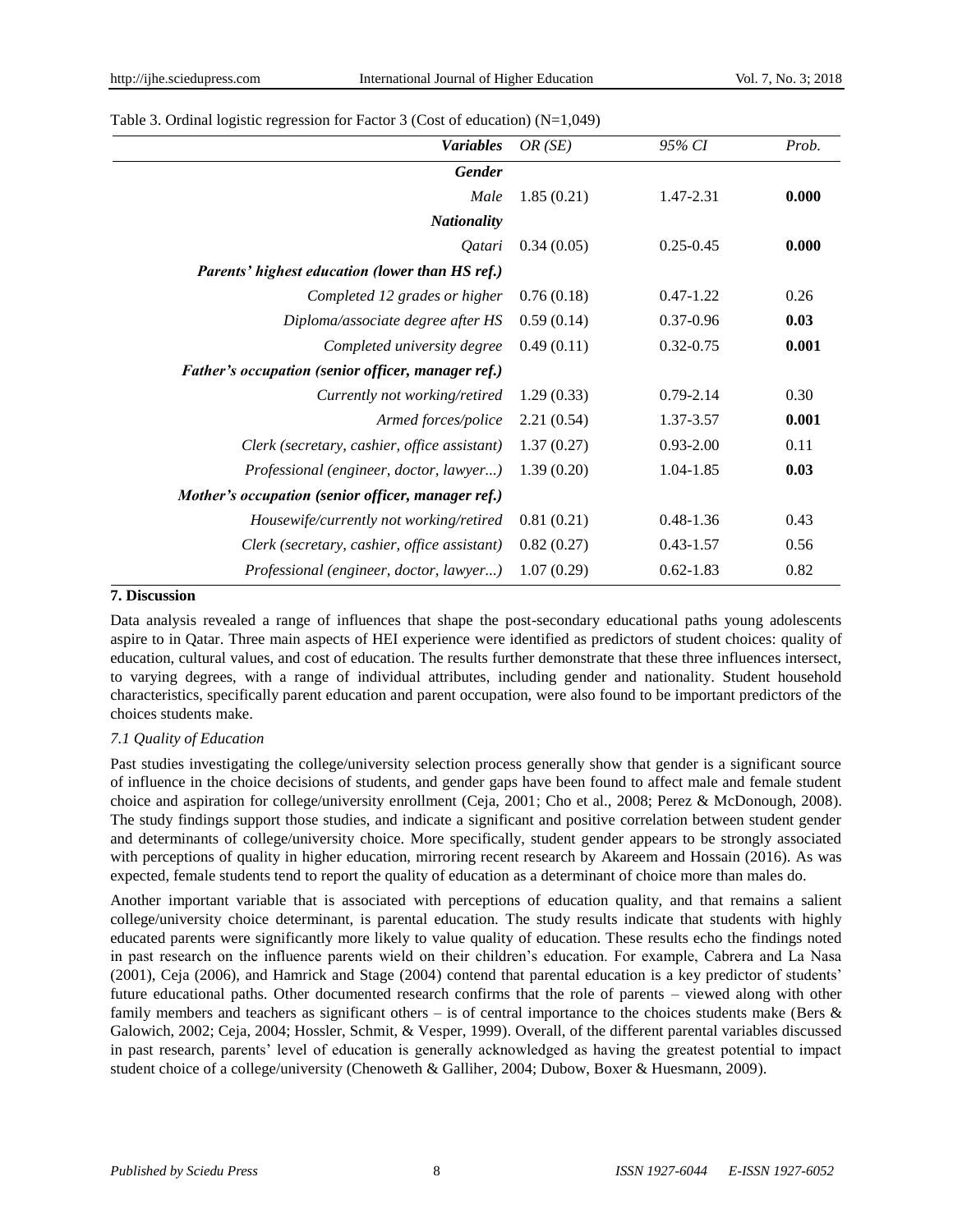Table 3. Ordinal logistic regression for Factor 3 (Cost of education) (N=1,049)

| *Variables* | *OR (SE)* | *95% CI* | *Prob.* |
|---|---|---|---|
| ***Gender*** | | | |
| *Male* | 1.85 (0.21) | 1.47-2.31 | **0.000** |
| ***Nationality*** | | | |
| *Qatari* | 0.34 (0.05) | 0.25-0.45 | **0.000** |
| ***Parents' highest education (lower than HS ref.)*** | | | |
| *Completed 12 grades or higher* | 0.76 (0.18) | 0.47-1.22 | 0.26 |
| *Diploma/associate degree after HS* | 0.59 (0.14) | 0.37-0.96 | **0.03** |
| *Completed university degree* | 0.49 (0.11) | 0.32-0.75 | **0.001** |
| ***Father's occupation (senior officer, manager ref.)*** | | | |
| *Currently not working/retired* | 1.29 (0.33) | 0.79-2.14 | 0.30 |
| *Armed forces/police* | 2.21 (0.54) | 1.37-3.57 | **0.001** |
| *Clerk (secretary, cashier, office assistant)* | 1.37 (0.27) | 0.93-2.00 | 0.11 |
| *Professional (engineer, doctor, lawyer...)* | 1.39 (0.20) | 1.04-1.85 | **0.03** |
| ***Mother's occupation (senior officer, manager ref.)*** | | | |
| *Housewife/currently not working/retired* | 0.81 (0.21) | 0.48-1.36 | 0.43 |
| *Clerk (secretary, cashier, office assistant)* | 0.82 (0.27) | 0.43-1.57 | 0.56 |
| *Professional (engineer, doctor, lawyer...)* | 1.07 (0.29) | 0.62-1.83 | 0.82 |

## 7. Discussion

Data analysis revealed a range of influences that shape the post-secondary educational paths young adolescents aspire to in Qatar. Three main aspects of HEI experience were identified as predictors of student choices: quality of education, cultural values, and cost of education. The results further demonstrate that these three influences intersect, to varying degrees, with a range of individual attributes, including gender and nationality. Student household characteristics, specifically parent education and parent occupation, were also found to be important predictors of the choices students make.

### *7.1 Quality of Education*

Past studies investigating the college/university selection process generally show that gender is a significant source of influence in the choice decisions of students, and gender gaps have been found to affect male and female student choice and aspiration for college/university enrollment (Ceja, 2001; Cho et al., 2008; Perez & McDonough, 2008). The study findings support those studies, and indicate a significant and positive correlation between student gender and determinants of college/university choice. More specifically, student gender appears to be strongly associated with perceptions of quality in higher education, mirroring recent research by Akareem and Hossain (2016). As was expected, female students tend to report the quality of education as a determinant of choice more than males do.

Another important variable that is associated with perceptions of education quality, and that remains a salient college/university choice determinant, is parental education. The study results indicate that students with highly educated parents were significantly more likely to value quality of education. These results echo the findings noted in past research on the influence parents wield on their children's education. For example, Cabrera and La Nasa (2001), Ceja (2006), and Hamrick and Stage (2004) contend that parental education is a key predictor of students' future educational paths. Other documented research confirms that the role of parents – viewed along with other family members and teachers as significant others – is of central importance to the choices students make (Bers & Galowich, 2002; Ceja, 2004; Hossler, Schmit, & Vesper, 1999). Overall, of the different parental variables discussed in past research, parents' level of education is generally acknowledged as having the greatest potential to impact student choice of a college/university (Chenoweth & Galliher, 2004; Dubow, Boxer & Huesmann, 2009).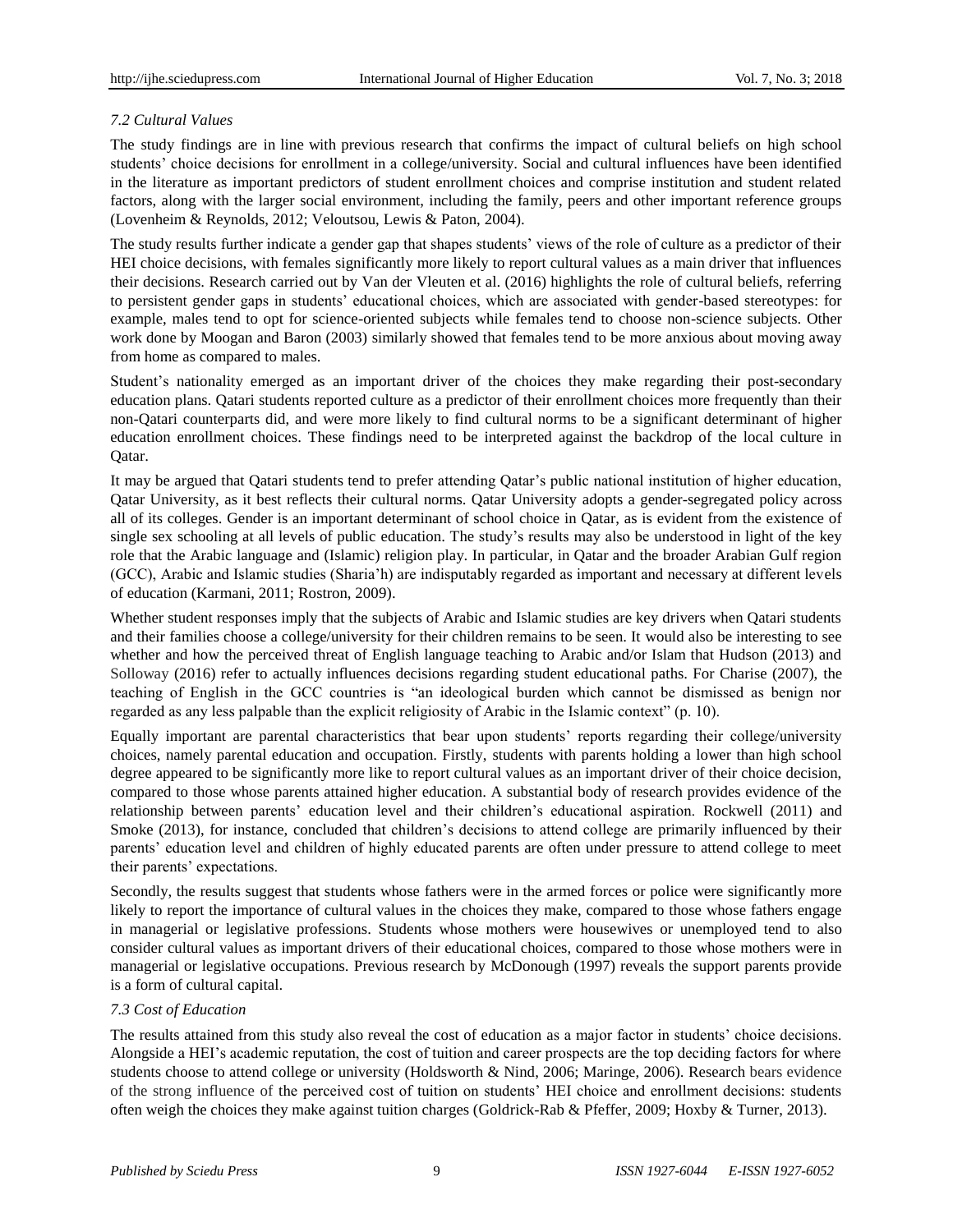### 7.2 Cultural Values

The study findings are in line with previous research that confirms the impact of cultural beliefs on high school students' choice decisions for enrollment in a college/university. Social and cultural influences have been identified in the literature as important predictors of student enrollment choices and comprise institution and student related factors, along with the larger social environment, including the family, peers and other important reference groups (Lovenheim & Reynolds, 2012; Veloutsou, Lewis & Paton, 2004).

The study results further indicate a gender gap that shapes students' views of the role of culture as a predictor of their HEI choice decisions, with females significantly more likely to report cultural values as a main driver that influences their decisions. Research carried out by Van der Vleuten et al. (2016) highlights the role of cultural beliefs, referring to persistent gender gaps in students' educational choices, which are associated with gender-based stereotypes: for example, males tend to opt for science-oriented subjects while females tend to choose non-science subjects. Other work done by Moogan and Baron (2003) similarly showed that females tend to be more anxious about moving away from home as compared to males.

Student's nationality emerged as an important driver of the choices they make regarding their post-secondary education plans. Qatari students reported culture as a predictor of their enrollment choices more frequently than their non-Qatari counterparts did, and were more likely to find cultural norms to be a significant determinant of higher education enrollment choices. These findings need to be interpreted against the backdrop of the local culture in Qatar.

It may be argued that Qatari students tend to prefer attending Qatar's public national institution of higher education, Qatar University, as it best reflects their cultural norms. Qatar University adopts a gender-segregated policy across all of its colleges. Gender is an important determinant of school choice in Qatar, as is evident from the existence of single sex schooling at all levels of public education. The study's results may also be understood in light of the key role that the Arabic language and (Islamic) religion play. In particular, in Qatar and the broader Arabian Gulf region (GCC), Arabic and Islamic studies (Sharia'h) are indisputably regarded as important and necessary at different levels of education (Karmani, 2011; Rostron, 2009).

Whether student responses imply that the subjects of Arabic and Islamic studies are key drivers when Qatari students and their families choose a college/university for their children remains to be seen. It would also be interesting to see whether and how the perceived threat of English language teaching to Arabic and/or Islam that Hudson (2013) and Solloway (2016) refer to actually influences decisions regarding student educational paths. For Charise (2007), the teaching of English in the GCC countries is "an ideological burden which cannot be dismissed as benign nor regarded as any less palpable than the explicit religiosity of Arabic in the Islamic context" (p. 10).

Equally important are parental characteristics that bear upon students' reports regarding their college/university choices, namely parental education and occupation. Firstly, students with parents holding a lower than high school degree appeared to be significantly more like to report cultural values as an important driver of their choice decision, compared to those whose parents attained higher education. A substantial body of research provides evidence of the relationship between parents' education level and their children's educational aspiration. Rockwell (2011) and Smoke (2013), for instance, concluded that children's decisions to attend college are primarily influenced by their parents' education level and children of highly educated parents are often under pressure to attend college to meet their parents' expectations.

Secondly, the results suggest that students whose fathers were in the armed forces or police were significantly more likely to report the importance of cultural values in the choices they make, compared to those whose fathers engage in managerial or legislative professions. Students whose mothers were housewives or unemployed tend to also consider cultural values as important drivers of their educational choices, compared to those whose mothers were in managerial or legislative occupations. Previous research by McDonough (1997) reveals the support parents provide is a form of cultural capital.

### 7.3 Cost of Education

The results attained from this study also reveal the cost of education as a major factor in students' choice decisions. Alongside a HEI's academic reputation, the cost of tuition and career prospects are the top deciding factors for where students choose to attend college or university (Holdsworth & Nind, 2006; Maringe, 2006). Research bears evidence of the strong influence of the perceived cost of tuition on students' HEI choice and enrollment decisions: students often weigh the choices they make against tuition charges (Goldrick-Rab & Pfeffer, 2009; Hoxby & Turner, 2013).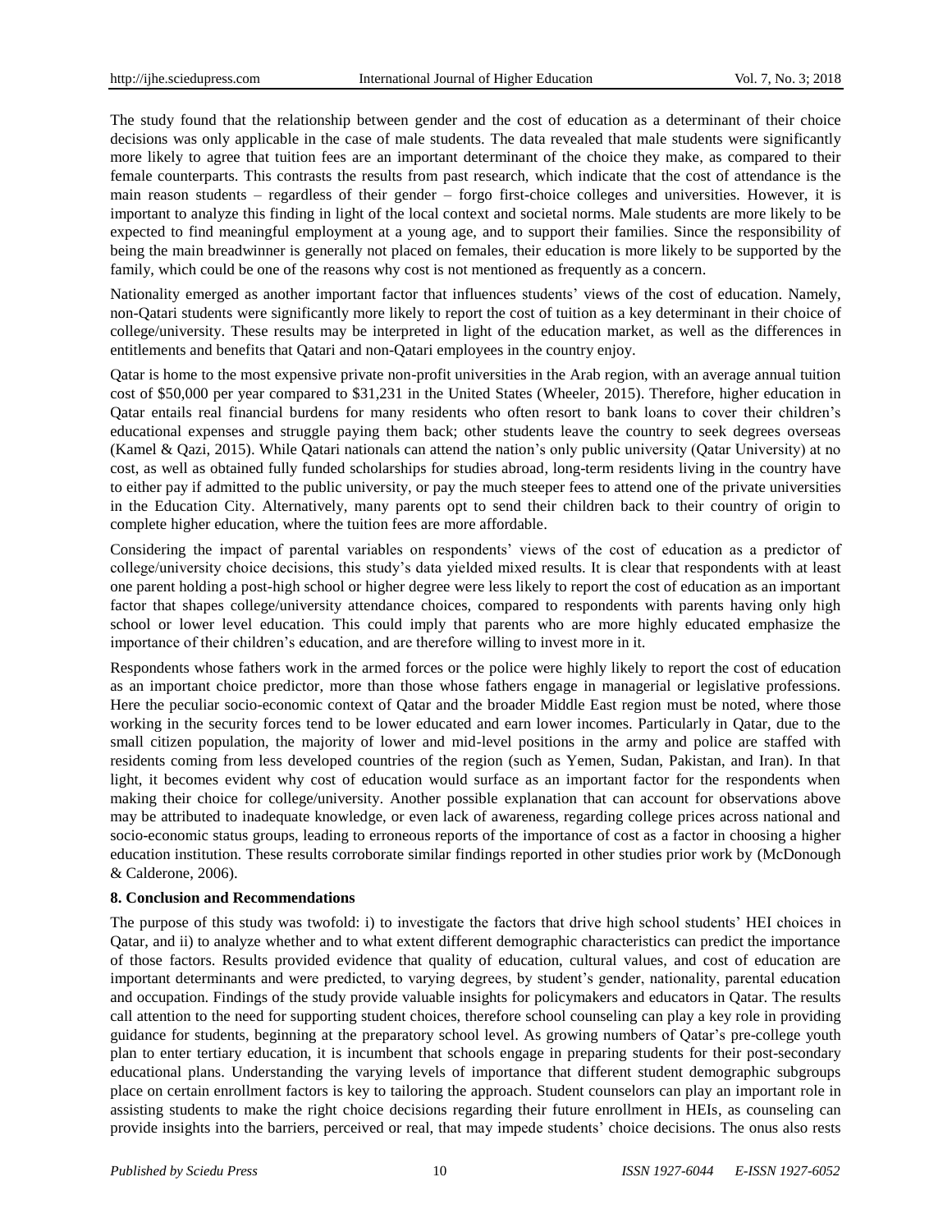The study found that the relationship between gender and the cost of education as a determinant of their choice decisions was only applicable in the case of male students. The data revealed that male students were significantly more likely to agree that tuition fees are an important determinant of the choice they make, as compared to their female counterparts. This contrasts the results from past research, which indicate that the cost of attendance is the main reason students – regardless of their gender – forgo first-choice colleges and universities. However, it is important to analyze this finding in light of the local context and societal norms. Male students are more likely to be expected to find meaningful employment at a young age, and to support their families. Since the responsibility of being the main breadwinner is generally not placed on females, their education is more likely to be supported by the family, which could be one of the reasons why cost is not mentioned as frequently as a concern.

Nationality emerged as another important factor that influences students' views of the cost of education. Namely, non-Qatari students were significantly more likely to report the cost of tuition as a key determinant in their choice of college/university. These results may be interpreted in light of the education market, as well as the differences in entitlements and benefits that Qatari and non-Qatari employees in the country enjoy.

Qatar is home to the most expensive private non-profit universities in the Arab region, with an average annual tuition cost of $50,000 per year compared to $31,231 in the United States (Wheeler, 2015). Therefore, higher education in Qatar entails real financial burdens for many residents who often resort to bank loans to cover their children's educational expenses and struggle paying them back; other students leave the country to seek degrees overseas (Kamel & Qazi, 2015). While Qatari nationals can attend the nation's only public university (Qatar University) at no cost, as well as obtained fully funded scholarships for studies abroad, long-term residents living in the country have to either pay if admitted to the public university, or pay the much steeper fees to attend one of the private universities in the Education City. Alternatively, many parents opt to send their children back to their country of origin to complete higher education, where the tuition fees are more affordable.

Considering the impact of parental variables on respondents' views of the cost of education as a predictor of college/university choice decisions, this study's data yielded mixed results. It is clear that respondents with at least one parent holding a post-high school or higher degree were less likely to report the cost of education as an important factor that shapes college/university attendance choices, compared to respondents with parents having only high school or lower level education. This could imply that parents who are more highly educated emphasize the importance of their children's education, and are therefore willing to invest more in it.

Respondents whose fathers work in the armed forces or the police were highly likely to report the cost of education as an important choice predictor, more than those whose fathers engage in managerial or legislative professions. Here the peculiar socio-economic context of Qatar and the broader Middle East region must be noted, where those working in the security forces tend to be lower educated and earn lower incomes. Particularly in Qatar, due to the small citizen population, the majority of lower and mid-level positions in the army and police are staffed with residents coming from less developed countries of the region (such as Yemen, Sudan, Pakistan, and Iran). In that light, it becomes evident why cost of education would surface as an important factor for the respondents when making their choice for college/university. Another possible explanation that can account for observations above may be attributed to inadequate knowledge, or even lack of awareness, regarding college prices across national and socio-economic status groups, leading to erroneous reports of the importance of cost as a factor in choosing a higher education institution. These results corroborate similar findings reported in other studies prior work by (McDonough & Calderone, 2006).

## 8. Conclusion and Recommendations

The purpose of this study was twofold: i) to investigate the factors that drive high school students' HEI choices in Qatar, and ii) to analyze whether and to what extent different demographic characteristics can predict the importance of those factors. Results provided evidence that quality of education, cultural values, and cost of education are important determinants and were predicted, to varying degrees, by student's gender, nationality, parental education and occupation. Findings of the study provide valuable insights for policymakers and educators in Qatar. The results call attention to the need for supporting student choices, therefore school counseling can play a key role in providing guidance for students, beginning at the preparatory school level. As growing numbers of Qatar's pre-college youth plan to enter tertiary education, it is incumbent that schools engage in preparing students for their post-secondary educational plans. Understanding the varying levels of importance that different student demographic subgroups place on certain enrollment factors is key to tailoring the approach. Student counselors can play an important role in assisting students to make the right choice decisions regarding their future enrollment in HEIs, as counseling can provide insights into the barriers, perceived or real, that may impede students' choice decisions. The onus also rests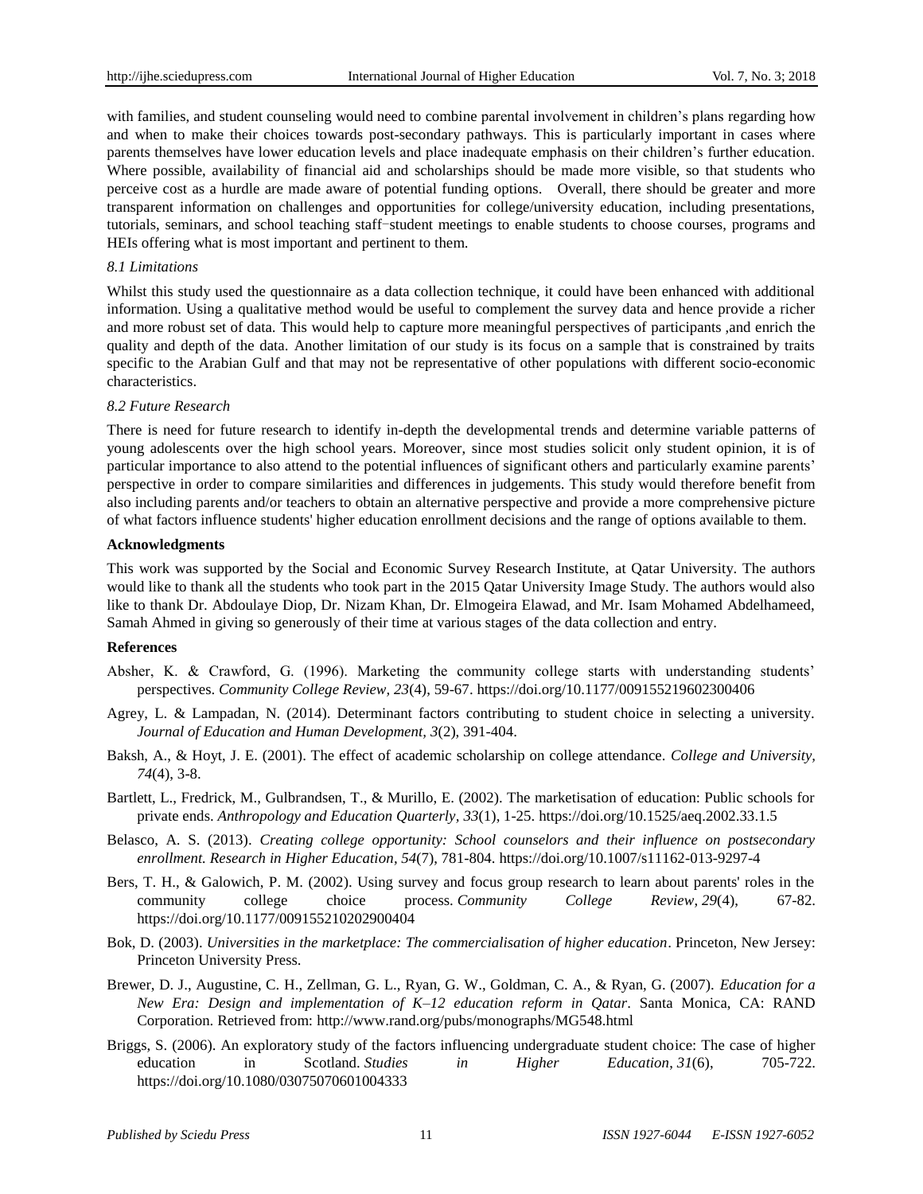with families, and student counseling would need to combine parental involvement in children's plans regarding how and when to make their choices towards post-secondary pathways. This is particularly important in cases where parents themselves have lower education levels and place inadequate emphasis on their children's further education. Where possible, availability of financial aid and scholarships should be made more visible, so that students who perceive cost as a hurdle are made aware of potential funding options. Overall, there should be greater and more transparent information on challenges and opportunities for college/university education, including presentations, tutorials, seminars, and school teaching staff–student meetings to enable students to choose courses, programs and HEIs offering what is most important and pertinent to them.

### *8.1 Limitations*

Whilst this study used the questionnaire as a data collection technique, it could have been enhanced with additional information. Using a qualitative method would be useful to complement the survey data and hence provide a richer and more robust set of data. This would help to capture more meaningful perspectives of participants ,and enrich the quality and depth of the data. Another limitation of our study is its focus on a sample that is constrained by traits specific to the Arabian Gulf and that may not be representative of other populations with different socio-economic characteristics.

### *8.2 Future Research*

There is need for future research to identify in-depth the developmental trends and determine variable patterns of young adolescents over the high school years. Moreover, since most studies solicit only student opinion, it is of particular importance to also attend to the potential influences of significant others and particularly examine parents' perspective in order to compare similarities and differences in judgements. This study would therefore benefit from also including parents and/or teachers to obtain an alternative perspective and provide a more comprehensive picture of what factors influence students' higher education enrollment decisions and the range of options available to them.

## Acknowledgments

This work was supported by the Social and Economic Survey Research Institute, at Qatar University. The authors would like to thank all the students who took part in the 2015 Qatar University Image Study. The authors would also like to thank Dr. Abdoulaye Diop, Dr. Nizam Khan, Dr. Elmogeira Elawad, and Mr. Isam Mohamed Abdelhameed, Samah Ahmed in giving so generously of their time at various stages of the data collection and entry.

## References

Absher, K. & Crawford, G. (1996). Marketing the community college starts with understanding students' perspectives. *Community College Review, 23*(4), 59-67. https://doi.org/10.1177/009155219602300406

Agrey, L. & Lampadan, N. (2014). Determinant factors contributing to student choice in selecting a university. *Journal of Education and Human Development, 3*(2), 391-404.

Baksh, A., & Hoyt, J. E. (2001). The effect of academic scholarship on college attendance. *College and University, 74*(4), 3-8.

Bartlett, L., Fredrick, M., Gulbrandsen, T., & Murillo, E. (2002). The marketisation of education: Public schools for private ends. *Anthropology and Education Quarterly, 33*(1), 1-25. https://doi.org/10.1525/aeq.2002.33.1.5

Belasco, A. S. (2013). *Creating college opportunity: School counselors and their influence on postsecondary enrollment. Research in Higher Education, 54*(7), 781-804. https://doi.org/10.1007/s11162-013-9297-4

Bers, T. H., & Galowich, P. M. (2002). Using survey and focus group research to learn about parents' roles in the community college choice process. *Community College Review, 29*(4), 67-82. https://doi.org/10.1177/009155210202900404

Bok, D. (2003). *Universities in the marketplace: The commercialisation of higher education*. Princeton, New Jersey: Princeton University Press.

Brewer, D. J., Augustine, C. H., Zellman, G. L., Ryan, G. W., Goldman, C. A., & Ryan, G. (2007). *Education for a New Era: Design and implementation of K–12 education reform in Qatar*. Santa Monica, CA: RAND Corporation. Retrieved from: http://www.rand.org/pubs/monographs/MG548.html

Briggs, S. (2006). An exploratory study of the factors influencing undergraduate student choice: The case of higher education in Scotland. *Studies in Higher Education, 31*(6), 705-722. https://doi.org/10.1080/03075070601004333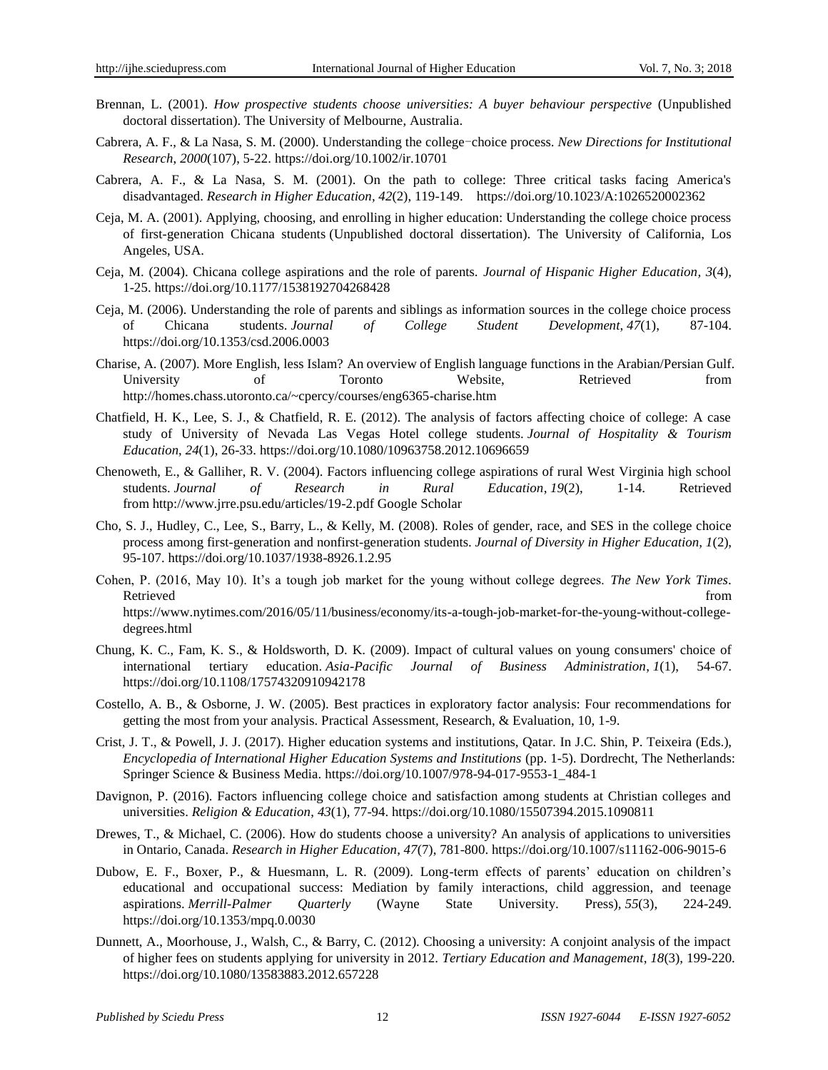Brennan, L. (2001). *How prospective students choose universities: A buyer behaviour perspective* (Unpublished doctoral dissertation). The University of Melbourne, Australia.

Cabrera, A. F., & La Nasa, S. M. (2000). Understanding the college‐choice process. *New Directions for Institutional Research*, *2000*(107), 5-22. https://doi.org/10.1002/ir.10701

Cabrera, A. F., & La Nasa, S. M. (2001). On the path to college: Three critical tasks facing America's disadvantaged. *Research in Higher Education*, *42*(2), 119-149. https://doi.org/10.1023/A:1026520002362

Ceja, M. A. (2001). Applying, choosing, and enrolling in higher education: Understanding the college choice process of first-generation Chicana students (Unpublished doctoral dissertation). The University of California, Los Angeles, USA.

Ceja, M. (2004). Chicana college aspirations and the role of parents. *Journal of Hispanic Higher Education*, *3*(4), 1-25. https://doi.org/10.1177/1538192704268428

Ceja, M. (2006). Understanding the role of parents and siblings as information sources in the college choice process of Chicana students. *Journal of College Student Development*, *47*(1), 87-104. https://doi.org/10.1353/csd.2006.0003

Charise, A. (2007). More English, less Islam? An overview of English language functions in the Arabian/Persian Gulf. University of Toronto Website, Retrieved from http://homes.chass.utoronto.ca/~cpercy/courses/eng6365-charise.htm

Chatfield, H. K., Lee, S. J., & Chatfield, R. E. (2012). The analysis of factors affecting choice of college: A case study of University of Nevada Las Vegas Hotel college students. *Journal of Hospitality & Tourism Education*, *24*(1), 26-33. https://doi.org/10.1080/10963758.2012.10696659

Chenoweth, E., & Galliher, R. V. (2004). Factors influencing college aspirations of rural West Virginia high school students. *Journal of Research in Rural Education*, *19*(2), 1-14. Retrieved from http://www.jrre.psu.edu/articles/19-2.pdf Google Scholar

Cho, S. J., Hudley, C., Lee, S., Barry, L., & Kelly, M. (2008). Roles of gender, race, and SES in the college choice process among first-generation and nonfirst-generation students. *Journal of Diversity in Higher Education*, *1*(2), 95-107. https://doi.org/10.1037/1938-8926.1.2.95

Cohen, P. (2016, May 10). It's a tough job market for the young without college degrees. *The New York Times*. Retrieved from https://www.nytimes.com/2016/05/11/business/economy/its-a-tough-job-market-for-the-young-without-college-degrees.html

Chung, K. C., Fam, K. S., & Holdsworth, D. K. (2009). Impact of cultural values on young consumers' choice of international tertiary education. *Asia-Pacific Journal of Business Administration*, *1*(1), 54-67. https://doi.org/10.1108/17574320910942178

Costello, A. B., & Osborne, J. W. (2005). Best practices in exploratory factor analysis: Four recommendations for getting the most from your analysis. Practical Assessment, Research, & Evaluation, 10, 1-9.

Crist, J. T., & Powell, J. J. (2017). Higher education systems and institutions, Qatar. In J.C. Shin, P. Teixeira (Eds.), *Encyclopedia of International Higher Education Systems and Institutions* (pp. 1-5). Dordrecht, The Netherlands: Springer Science & Business Media. https://doi.org/10.1007/978-94-017-9553-1_484-1

Davignon, P. (2016). Factors influencing college choice and satisfaction among students at Christian colleges and universities. *Religion & Education*, *43*(1), 77-94. https://doi.org/10.1080/15507394.2015.1090811

Drewes, T., & Michael, C. (2006). How do students choose a university? An analysis of applications to universities in Ontario, Canada. *Research in Higher Education*, *47*(7), 781-800. https://doi.org/10.1007/s11162-006-9015-6

Dubow, E. F., Boxer, P., & Huesmann, L. R. (2009). Long-term effects of parents' education on children's educational and occupational success: Mediation by family interactions, child aggression, and teenage aspirations. *Merrill-Palmer Quarterly* (Wayne State University. Press), *55*(3), 224-249. https://doi.org/10.1353/mpq.0.0030

Dunnett, A., Moorhouse, J., Walsh, C., & Barry, C. (2012). Choosing a university: A conjoint analysis of the impact of higher fees on students applying for university in 2012. *Tertiary Education and Management*, *18*(3), 199-220. https://doi.org/10.1080/13583883.2012.657228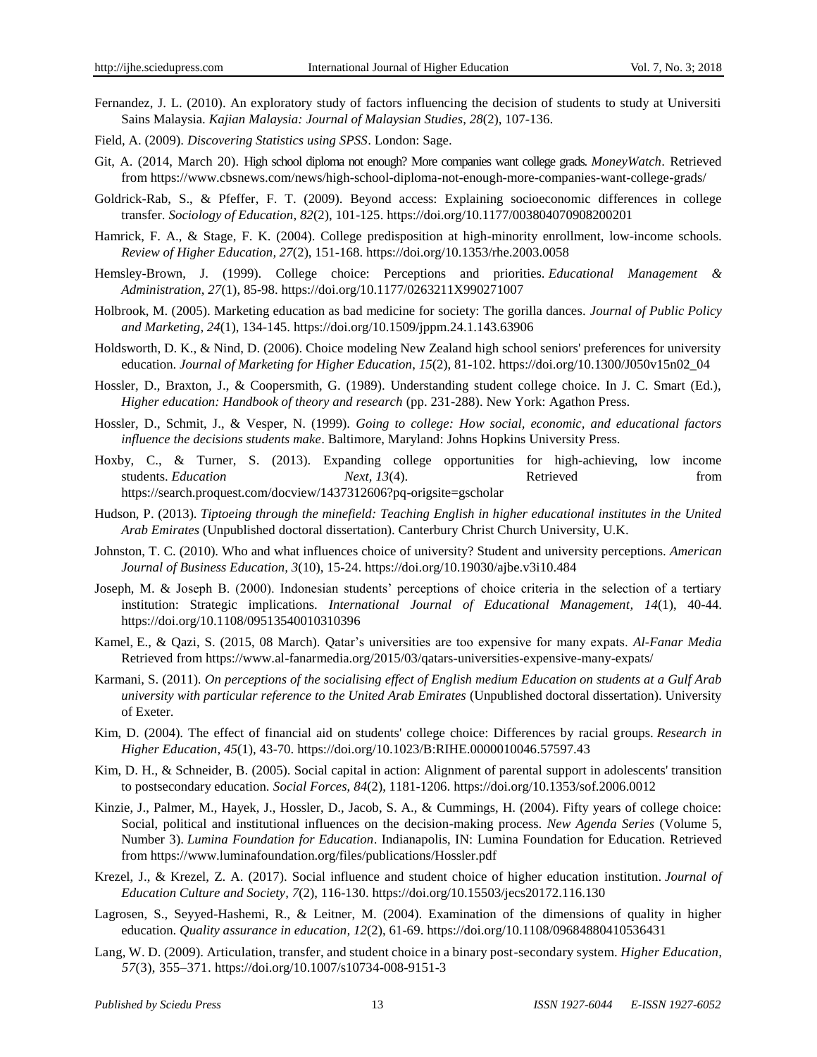Fernandez, J. L. (2010). An exploratory study of factors influencing the decision of students to study at Universiti Sains Malaysia. *Kajian Malaysia: Journal of Malaysian Studies, 28*(2), 107-136.

Field, A. (2009). *Discovering Statistics using SPSS*. London: Sage.

Git, A. (2014, March 20). High school diploma not enough? More companies want college grads. *MoneyWatch*. Retrieved from https://www.cbsnews.com/news/high-school-diploma-not-enough-more-companies-want-college-grads/

Goldrick-Rab, S., & Pfeffer, F. T. (2009). Beyond access: Explaining socioeconomic differences in college transfer. *Sociology of Education*, *82*(2), 101-125. https://doi.org/10.1177/003804070908200201

Hamrick, F. A., & Stage, F. K. (2004). College predisposition at high-minority enrollment, low-income schools. *Review of Higher Education, 27*(2), 151-168. https://doi.org/10.1353/rhe.2003.0058

Hemsley-Brown, J. (1999). College choice: Perceptions and priorities. *Educational Management & Administration*, *27*(1), 85-98. https://doi.org/10.1177/0263211X990271007

Holbrook, M. (2005). Marketing education as bad medicine for society: The gorilla dances. *Journal of Public Policy and Marketing, 24*(1), 134-145. https://doi.org/10.1509/jppm.24.1.143.63906

Holdsworth, D. K., & Nind, D. (2006). Choice modeling New Zealand high school seniors' preferences for university education. *Journal of Marketing for Higher Education*, *15*(2), 81-102. https://doi.org/10.1300/J050v15n02_04

Hossler, D., Braxton, J., & Coopersmith, G. (1989). Understanding student college choice. In J. C. Smart (Ed.), *Higher education: Handbook of theory and research* (pp. 231-288). New York: Agathon Press.

Hossler, D., Schmit, J., & Vesper, N. (1999). *Going to college: How social, economic, and educational factors influence the decisions students make*. Baltimore, Maryland: Johns Hopkins University Press.

Hoxby, C., & Turner, S. (2013). Expanding college opportunities for high-achieving, low income students. *Education Next, 13*(4). Retrieved from https://search.proquest.com/docview/1437312606?pq-origsite=gscholar

Hudson, P. (2013). *Tiptoeing through the minefield: Teaching English in higher educational institutes in the United Arab Emirates* (Unpublished doctoral dissertation). Canterbury Christ Church University, U.K.

Johnston, T. C. (2010). Who and what influences choice of university? Student and university perceptions. *American Journal of Business Education, 3*(10), 15-24. https://doi.org/10.19030/ajbe.v3i10.484

Joseph, M. & Joseph B. (2000). Indonesian students' perceptions of choice criteria in the selection of a tertiary institution: Strategic implications. *International Journal of Educational Management, 14*(1), 40-44. https://doi.org/10.1108/09513540010310396

Kamel, E., & Qazi, S. (2015, 08 March). Qatar's universities are too expensive for many expats. *Al-Fanar Media* Retrieved from https://www.al-fanarmedia.org/2015/03/qatars-universities-expensive-many-expats/

Karmani, S. (2011). *On perceptions of the socialising effect of English medium Education on students at a Gulf Arab university with particular reference to the United Arab Emirates* (Unpublished doctoral dissertation). University of Exeter.

Kim, D. (2004). The effect of financial aid on students' college choice: Differences by racial groups. *Research in Higher Education*, *45*(1), 43-70. https://doi.org/10.1023/B:RIHE.0000010046.57597.43

Kim, D. H., & Schneider, B. (2005). Social capital in action: Alignment of parental support in adolescents' transition to postsecondary education. *Social Forces*, *84*(2), 1181-1206. https://doi.org/10.1353/sof.2006.0012

Kinzie, J., Palmer, M., Hayek, J., Hossler, D., Jacob, S. A., & Cummings, H. (2004). Fifty years of college choice: Social, political and institutional influences on the decision-making process. *New Agenda Series* (Volume 5, Number 3). *Lumina Foundation for Education*. Indianapolis, IN: Lumina Foundation for Education. Retrieved from https://www.luminafoundation.org/files/publications/Hossler.pdf

Krezel, J., & Krezel, Z. A. (2017). Social influence and student choice of higher education institution. *Journal of Education Culture and Society, 7*(2), 116-130. https://doi.org/10.15503/jecs20172.116.130

Lagrosen, S., Seyyed-Hashemi, R., & Leitner, M. (2004). Examination of the dimensions of quality in higher education. *Quality assurance in education, 12*(2), 61-69. https://doi.org/10.1108/09684880410536431

Lang, W. D. (2009). Articulation, transfer, and student choice in a binary post-secondary system. *Higher Education, 57*(3), 355–371. https://doi.org/10.1007/s10734-008-9151-3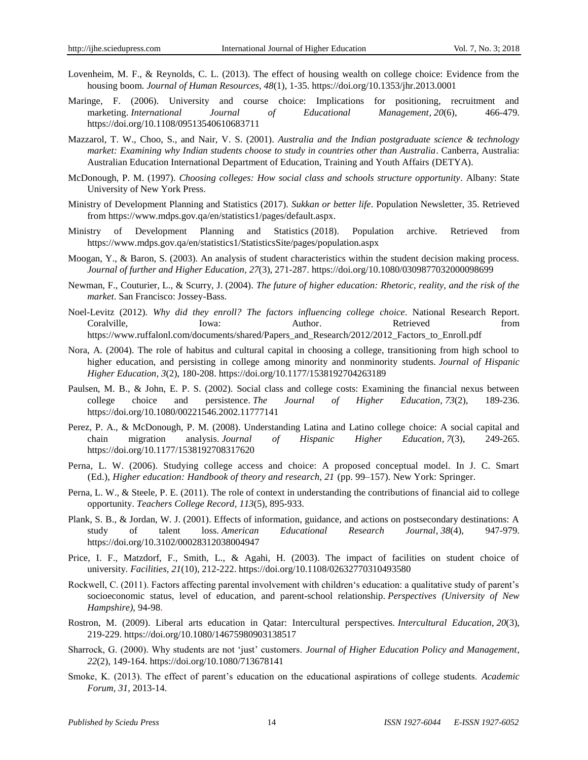Lovenheim, M. F., & Reynolds, C. L. (2013). The effect of housing wealth on college choice: Evidence from the housing boom. *Journal of Human Resources*, *48*(1), 1-35. https://doi.org/10.1353/jhr.2013.0001

Maringe, F. (2006). University and course choice: Implications for positioning, recruitment and marketing. *International Journal of Educational Management*, *20*(6), 466-479. https://doi.org/10.1108/09513540610683711

Mazzarol, T. W., Choo, S., and Nair, V. S. (2001). *Australia and the Indian postgraduate science & technology market: Examining why Indian students choose to study in countries other than Australia*. Canberra, Australia: Australian Education International Department of Education, Training and Youth Affairs (DETYA).

McDonough, P. M. (1997). *Choosing colleges: How social class and schools structure opportunity*. Albany: State University of New York Press.

Ministry of Development Planning and Statistics (2017). *Sukkan or better life*. Population Newsletter, 35. Retrieved from https://www.mdps.gov.qa/en/statistics1/pages/default.aspx.

Ministry of Development Planning and Statistics (2018). Population archive. Retrieved from https://www.mdps.gov.qa/en/statistics1/StatisticsSite/pages/population.aspx

Moogan, Y., & Baron, S. (2003). An analysis of student characteristics within the student decision making process. *Journal of further and Higher Education, 27*(3), 271-287. https://doi.org/10.1080/0309877032000098699

Newman, F., Couturier, L., & Scurry, J. (2004). *The future of higher education: Rhetoric, reality, and the risk of the market*. San Francisco: Jossey-Bass.

Noel-Levitz (2012). *Why did they enroll? The factors influencing college choice*. National Research Report. Coralville, Iowa: Author. Retrieved from https://www.ruffalonl.com/documents/shared/Papers_and_Research/2012/2012_Factors_to_Enroll.pdf

Nora, A. (2004). The role of habitus and cultural capital in choosing a college, transitioning from high school to higher education, and persisting in college among minority and nonminority students. *Journal of Hispanic Higher Education, 3*(2), 180-208. https://doi.org/10.1177/1538192704263189

Paulsen, M. B., & John, E. P. S. (2002). Social class and college costs: Examining the financial nexus between college choice and persistence. *The Journal of Higher Education*, *73*(2), 189-236. https://doi.org/10.1080/00221546.2002.11777141

Perez, P. A., & McDonough, P. M. (2008). Understanding Latina and Latino college choice: A social capital and chain migration analysis. *Journal of Hispanic Higher Education*, *7*(3), 249-265. https://doi.org/10.1177/1538192708317620

Perna, L. W. (2006). Studying college access and choice: A proposed conceptual model. In J. C. Smart (Ed.), *Higher education: Handbook of theory and research, 21* (pp. 99–157). New York: Springer.

Perna, L. W., & Steele, P. E. (2011). The role of context in understanding the contributions of financial aid to college opportunity. *Teachers College Record, 113*(5), 895-933.

Plank, S. B., & Jordan, W. J. (2001). Effects of information, guidance, and actions on postsecondary destinations: A study of talent loss. *American Educational Research Journal*, *38*(4), 947-979. https://doi.org/10.3102/00028312038004947

Price, I. F., Matzdorf, F., Smith, L., & Agahi, H. (2003). The impact of facilities on student choice of university. *Facilities*, *21*(10), 212-222. https://doi.org/10.1108/02632770310493580

Rockwell, C. (2011). Factors affecting parental involvement with children's education: a qualitative study of parent's socioeconomic status, level of education, and parent-school relationship. *Perspectives (University of New Hampshire)*, 94-98.

Rostron, M. (2009). Liberal arts education in Qatar: Intercultural perspectives. *Intercultural Education*, *20*(3), 219-229. https://doi.org/10.1080/14675980903138517

Sharrock, G. (2000). Why students are not 'just' customers. *Journal of Higher Education Policy and Management*, *22*(2), 149-164. https://doi.org/10.1080/713678141

Smoke, K. (2013). The effect of parent's education on the educational aspirations of college students. *Academic Forum, 31*, 2013-14.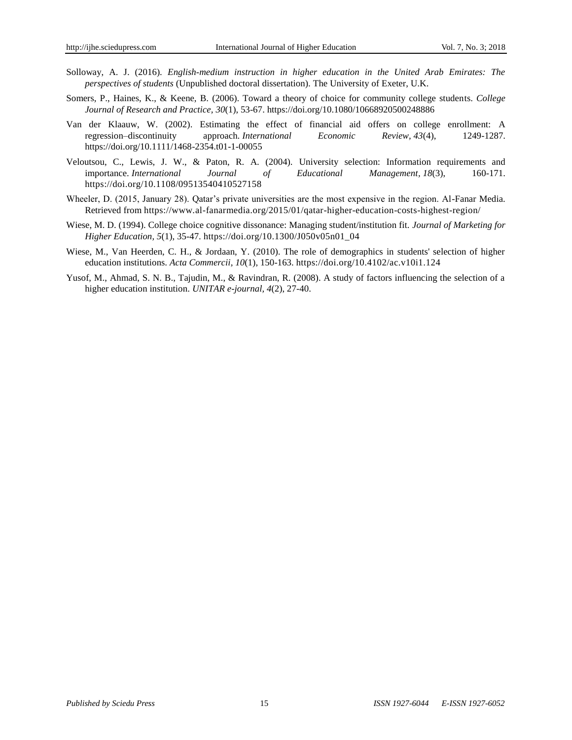Solloway, A. J. (2016). *English-medium instruction in higher education in the United Arab Emirates: The perspectives of students* (Unpublished doctoral dissertation). The University of Exeter, U.K.

Somers, P., Haines, K., & Keene, B. (2006). Toward a theory of choice for community college students. *College Journal of Research and Practice, 30*(1), 53-67. https://doi.org/10.1080/10668920500248886

Van der Klaauw, W. (2002). Estimating the effect of financial aid offers on college enrollment: A regression–discontinuity approach. *International Economic Review, 43*(4), 1249-1287. https://doi.org/10.1111/1468-2354.t01-1-00055

Veloutsou, C., Lewis, J. W., & Paton, R. A. (2004). University selection: Information requirements and importance. *International Journal of Educational Management, 18*(3), 160-171. https://doi.org/10.1108/09513540410527158

Wheeler, D. (2015, January 28). Qatar's private universities are the most expensive in the region. Al-Fanar Media. Retrieved from https://www.al-fanarmedia.org/2015/01/qatar-higher-education-costs-highest-region/

Wiese, M. D. (1994). College choice cognitive dissonance: Managing student/institution fit. *Journal of Marketing for Higher Education, 5*(1), 35-47. https://doi.org/10.1300/J050v05n01_04

Wiese, M., Van Heerden, C. H., & Jordaan, Y. (2010). The role of demographics in students' selection of higher education institutions. *Acta Commercii, 10*(1), 150-163. https://doi.org/10.4102/ac.v10i1.124

Yusof, M., Ahmad, S. N. B., Tajudin, M., & Ravindran, R. (2008). A study of factors influencing the selection of a higher education institution. *UNITAR e-journal, 4*(2), 27-40.